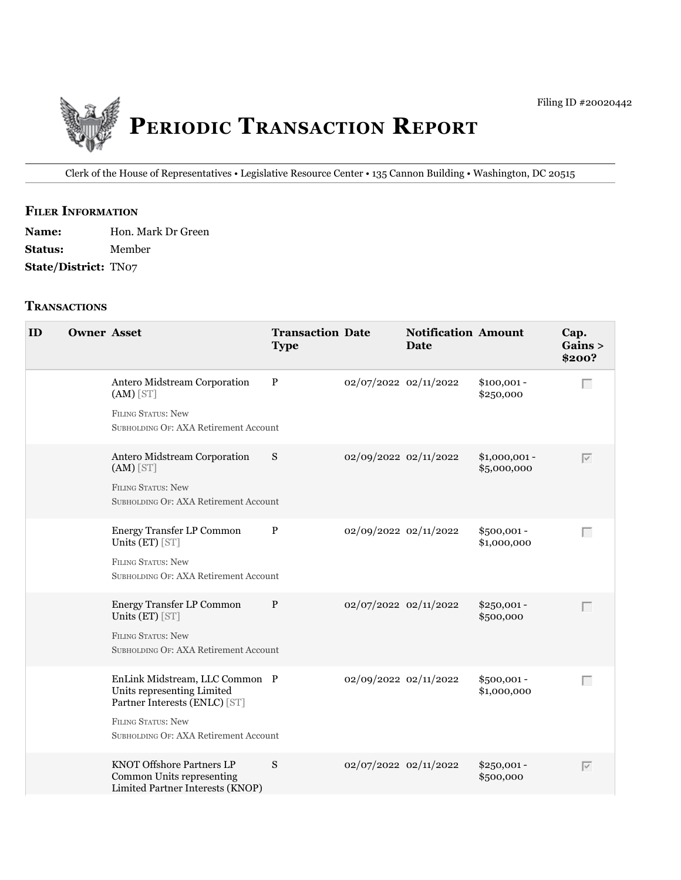Filing ID #20020442

# Periodic Transaction Report

Clerk of the House of Representatives • Legislative Resource Center • 135 Cannon Building • Washington, DC 20515

## Filer Information

**Name:** Hon. Mark Dr Green
**Status:** Member
**State/District:** TN07

## Transactions

| ID | Owner | Asset | Transaction Type | Date | Notification Date | Amount | Cap. Gains > $200? |
|---|---|---|---|---|---|---|---|
| | | Antero Midstream Corporation (AM) [ST]<br>Filing Status: New<br>Subholding Of: AXA Retirement Account | P | 02/07/2022 | 02/11/2022 | $100,001 - $250,000 | ☐ |
| | | Antero Midstream Corporation (AM) [ST]<br>Filing Status: New<br>Subholding Of: AXA Retirement Account | S | 02/09/2022 | 02/11/2022 | $1,000,001 - $5,000,000 | ☑ |
| | | Energy Transfer LP Common Units (ET) [ST]<br>Filing Status: New<br>Subholding Of: AXA Retirement Account | P | 02/09/2022 | 02/11/2022 | $500,001 - $1,000,000 | ☐ |
| | | Energy Transfer LP Common Units (ET) [ST]<br>Filing Status: New<br>Subholding Of: AXA Retirement Account | P | 02/07/2022 | 02/11/2022 | $250,001 - $500,000 | ☐ |
| | | EnLink Midstream, LLC Common Units representing Limited Partner Interests (ENLC) [ST]<br>Filing Status: New<br>Subholding Of: AXA Retirement Account | P | 02/09/2022 | 02/11/2022 | $500,001 - $1,000,000 | ☐ |
| | | KNOT Offshore Partners LP Common Units representing Limited Partner Interests (KNOP) | S | 02/07/2022 | 02/11/2022 | $250,001 - $500,000 | ☑ |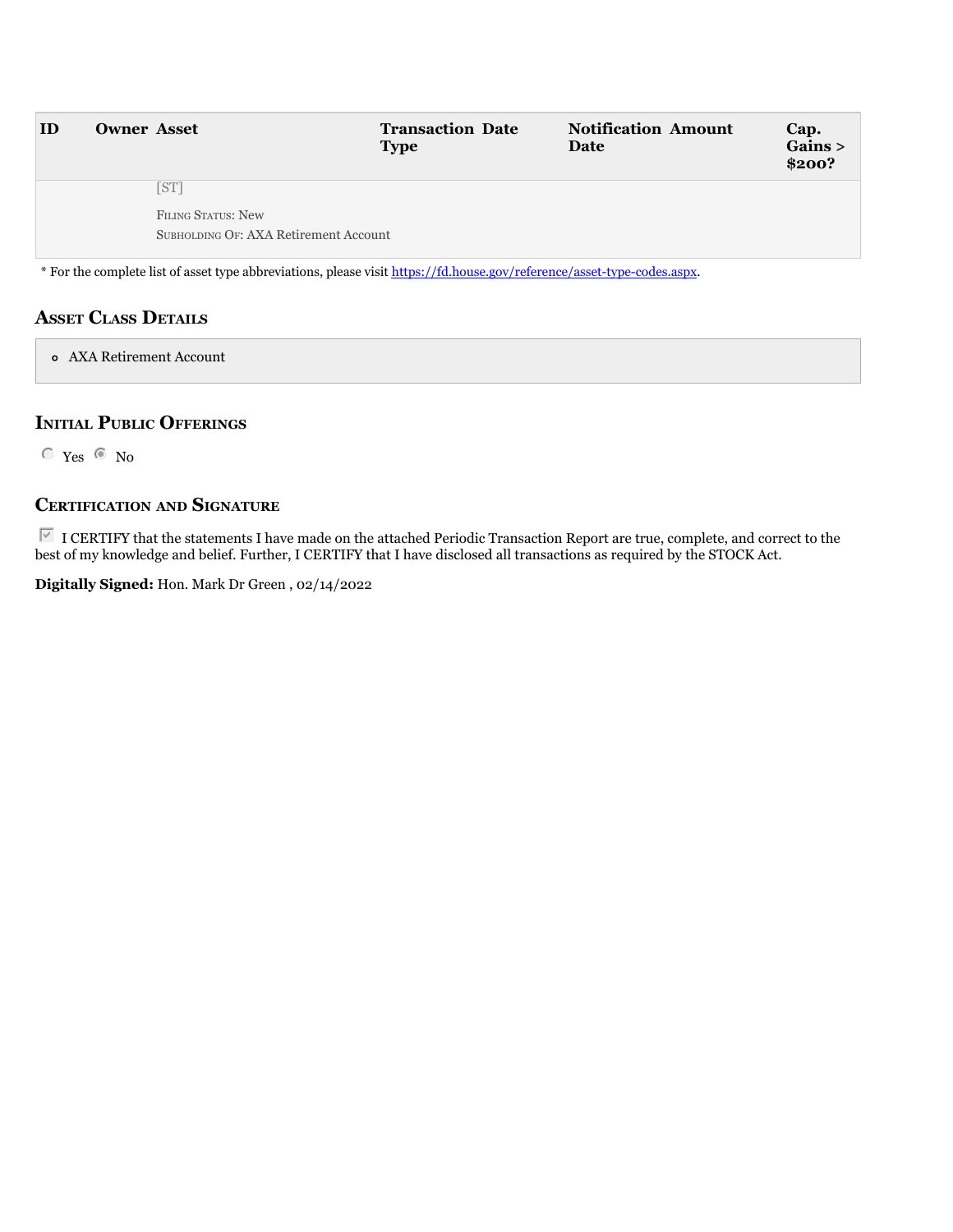| ID | Owner | Asset | Transaction Type | Date | Notification Date | Amount | Cap. Gains > $200? |
| --- | --- | --- | --- | --- | --- | --- | --- |
| | | [ST]<br><br>FILING STATUS: New<br>SUBHOLDING OF: AXA Retirement Account | | | | | |

* For the complete list of asset type abbreviations, please visit https://fd.house.gov/reference/asset-type-codes.aspx.

## Asset Class Details

- AXA Retirement Account

## Initial Public Offerings

○ Yes ◉ No

## Certification and Signature

☑ I CERTIFY that the statements I have made on the attached Periodic Transaction Report are true, complete, and correct to the best of my knowledge and belief. Further, I CERTIFY that I have disclosed all transactions as required by the STOCK Act.

**Digitally Signed:** Hon. Mark Dr Green , 02/14/2022